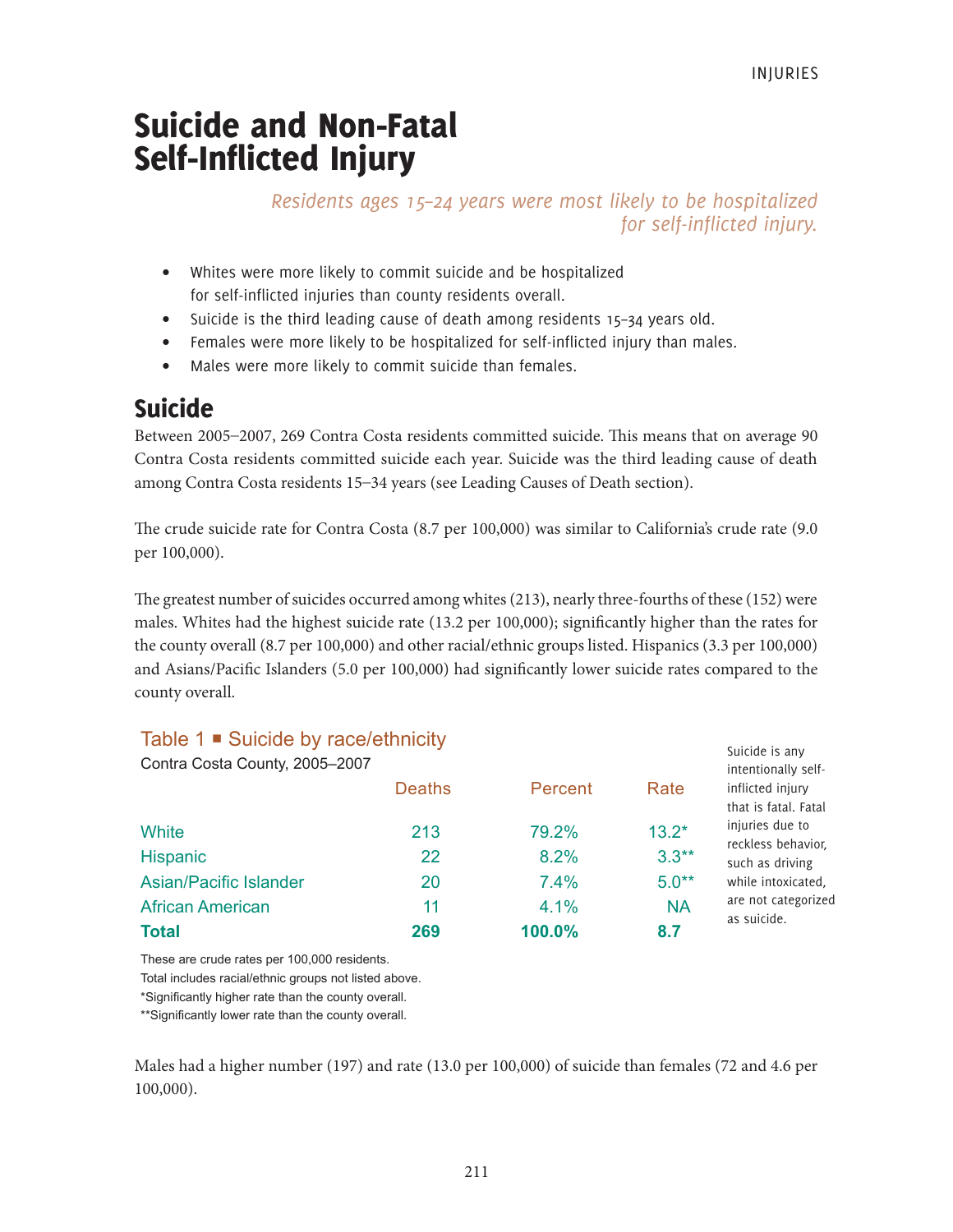# Suicide and Non-Fatal Self-Inflicted Injury

*Residents ages 15–24 years were most likely to be hospitalized for self-inflicted injury.*

- Whites were more likely to commit suicide and be hospitalized for self-inflicted injuries than county residents overall.
- Suicide is the third leading cause of death among residents 15–34 years old.
- Females were more likely to be hospitalized for self-inflicted injury than males.
- Males were more likely to commit suicide than females.

## Suicide

Between 2005–2007, 269 Contra Costa residents committed suicide. This means that on average 90 Contra Costa residents committed suicide each year. Suicide was the third leading cause of death among Contra Costa residents 15–34 years (see Leading Causes of Death section).

The crude suicide rate for Contra Costa (8.7 per 100,000) was similar to California's crude rate (9.0 per 100,000).

The greatest number of suicides occurred among whites (213), nearly three-fourths of these (152) were males. Whites had the highest suicide rate (13.2 per 100,000); significantly higher than the rates for the county overall (8.7 per 100,000) and other racial/ethnic groups listed. Hispanics (3.3 per 100,000) and Asians/Pacific Islanders (5.0 per 100,000) had significantly lower suicide rates compared to the county overall.

### Table 1 ■ Suicide by race/ethnicity

Contra Costa County, 2005–2007

| | Deaths | Percent | Rate |
|---|---|---|---|
| White | 213 | 79.2% | 13.2* |
| Hispanic | 22 | 8.2% | 3.3** |
| Asian/Pacific Islander | 20 | 7.4% | 5.0** |
| African American | 11 | 4.1% | NA |
| **Total** | **269** | **100.0%** | **8.7** |

These are crude rates per 100,000 residents.
Total includes racial/ethnic groups not listed above.
*Significantly higher rate than the county overall.
**Significantly lower rate than the county overall.

Suicide is any intentionally self-inflicted injury that is fatal. Fatal injuries due to reckless behavior, such as driving while intoxicated, are not categorized as suicide.

Males had a higher number (197) and rate (13.0 per 100,000) of suicide than females (72 and 4.6 per 100,000).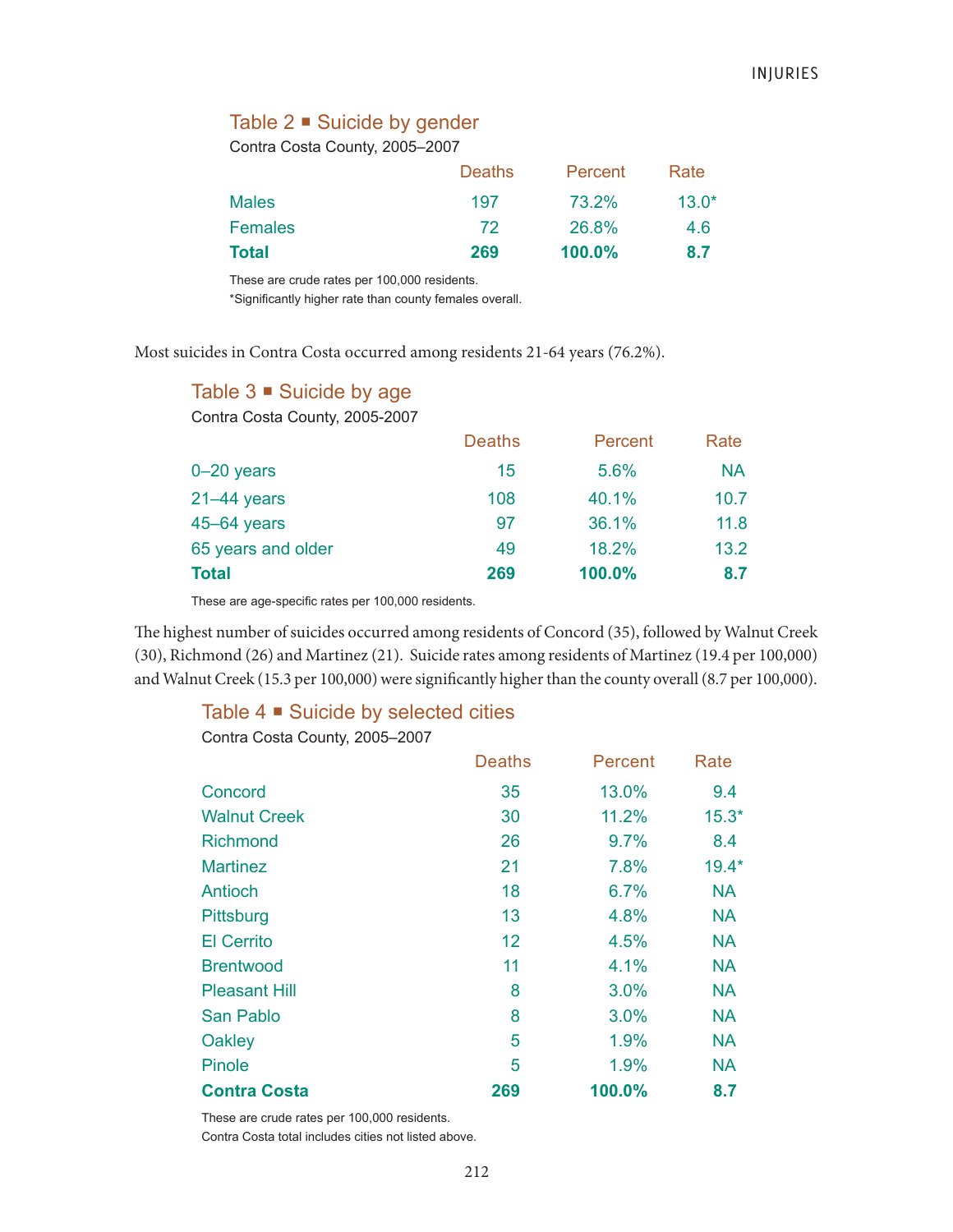### Table 2 ■ Suicide by gender

Contra Costa County, 2005–2007

| | Deaths | Percent | Rate |
|---|---|---|---|
| Males | 197 | 73.2% | 13.0* |
| Females | 72 | 26.8% | 4.6 |
| **Total** | **269** | **100.0%** | **8.7** |

These are crude rates per 100,000 residents.
*Significantly higher rate than county females overall.

Most suicides in Contra Costa occurred among residents 21-64 years (76.2%).

### Table 3 ■ Suicide by age

Contra Costa County, 2005-2007

| | Deaths | Percent | Rate |
|---|---|---|---|
| 0–20 years | 15 | 5.6% | NA |
| 21–44 years | 108 | 40.1% | 10.7 |
| 45–64 years | 97 | 36.1% | 11.8 |
| 65 years and older | 49 | 18.2% | 13.2 |
| **Total** | **269** | **100.0%** | **8.7** |

These are age-specific rates per 100,000 residents.

The highest number of suicides occurred among residents of Concord (35), followed by Walnut Creek (30), Richmond (26) and Martinez (21). Suicide rates among residents of Martinez (19.4 per 100,000) and Walnut Creek (15.3 per 100,000) were significantly higher than the county overall (8.7 per 100,000).

### Table 4 ■ Suicide by selected cities

Contra Costa County, 2005–2007

| | Deaths | Percent | Rate |
|---|---|---|---|
| Concord | 35 | 13.0% | 9.4 |
| Walnut Creek | 30 | 11.2% | 15.3* |
| Richmond | 26 | 9.7% | 8.4 |
| Martinez | 21 | 7.8% | 19.4* |
| Antioch | 18 | 6.7% | NA |
| Pittsburg | 13 | 4.8% | NA |
| El Cerrito | 12 | 4.5% | NA |
| Brentwood | 11 | 4.1% | NA |
| Pleasant Hill | 8 | 3.0% | NA |
| San Pablo | 8 | 3.0% | NA |
| Oakley | 5 | 1.9% | NA |
| Pinole | 5 | 1.9% | NA |
| **Contra Costa** | **269** | **100.0%** | **8.7** |

These are crude rates per 100,000 residents.
Contra Costa total includes cities not listed above.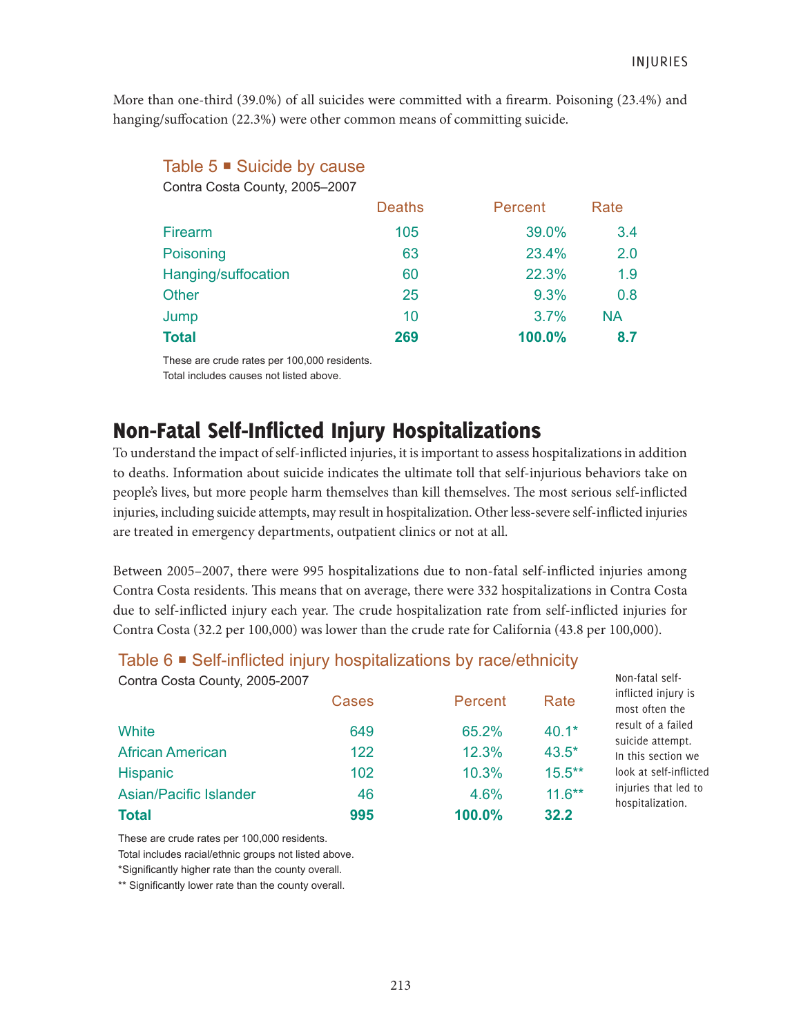More than one-third (39.0%) of all suicides were committed with a firearm. Poisoning (23.4%) and hanging/suffocation (22.3%) were other common means of committing suicide.

### Table 5 ▪ Suicide by cause

Contra Costa County, 2005–2007

| | Deaths | Percent | Rate |
|---|---|---|---|
| Firearm | 105 | 39.0% | 3.4 |
| Poisoning | 63 | 23.4% | 2.0 |
| Hanging/suffocation | 60 | 22.3% | 1.9 |
| Other | 25 | 9.3% | 0.8 |
| Jump | 10 | 3.7% | NA |
| **Total** | **269** | **100.0%** | **8.7** |

These are crude rates per 100,000 residents.
Total includes causes not listed above.

## Non-Fatal Self-Inflicted Injury Hospitalizations

To understand the impact of self-inflicted injuries, it is important to assess hospitalizations in addition to deaths. Information about suicide indicates the ultimate toll that self-injurious behaviors take on people's lives, but more people harm themselves than kill themselves. The most serious self-inflicted injuries, including suicide attempts, may result in hospitalization. Other less-severe self-inflicted injuries are treated in emergency departments, outpatient clinics or not at all.

Between 2005–2007, there were 995 hospitalizations due to non-fatal self-inflicted injuries among Contra Costa residents. This means that on average, there were 332 hospitalizations in Contra Costa due to self-inflicted injury each year. The crude hospitalization rate from self-inflicted injuries for Contra Costa (32.2 per 100,000) was lower than the crude rate for California (43.8 per 100,000).

### Table 6 ▪ Self-inflicted injury hospitalizations by race/ethnicity

Contra Costa County, 2005-2007

| | Cases | Percent | Rate |
|---|---|---|---|
| White | 649 | 65.2% | 40.1* |
| African American | 122 | 12.3% | 43.5* |
| Hispanic | 102 | 10.3% | 15.5** |
| Asian/Pacific Islander | 46 | 4.6% | 11.6** |
| **Total** | **995** | **100.0%** | **32.2** |

These are crude rates per 100,000 residents.
Total includes racial/ethnic groups not listed above.
*Significantly higher rate than the county overall.
** Significantly lower rate than the county overall.

Non-fatal self-inflicted injury is most often the result of a failed suicide attempt. In this section we look at self-inflicted injuries that led to hospitalization.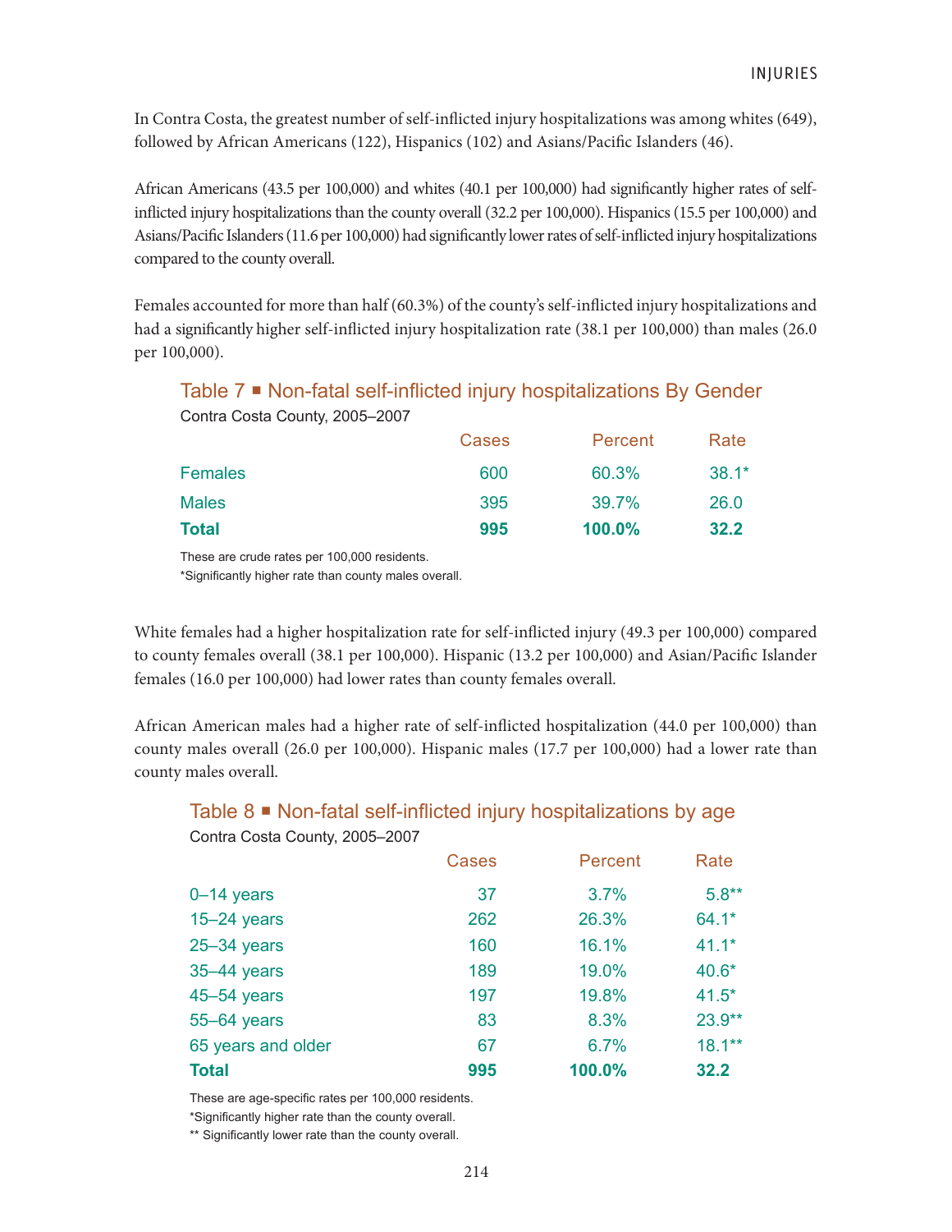In Contra Costa, the greatest number of self-inflicted injury hospitalizations was among whites (649), followed by African Americans (122), Hispanics (102) and Asians/Pacific Islanders (46).

African Americans (43.5 per 100,000) and whites (40.1 per 100,000) had significantly higher rates of self-inflicted injury hospitalizations than the county overall (32.2 per 100,000). Hispanics (15.5 per 100,000) and Asians/Pacific Islanders (11.6 per 100,000) had significantly lower rates of self-inflicted injury hospitalizations compared to the county overall.

Females accounted for more than half (60.3%) of the county's self-inflicted injury hospitalizations and had a significantly higher self-inflicted injury hospitalization rate (38.1 per 100,000) than males (26.0 per 100,000).

## Table 7 ■ Non-fatal self-inflicted injury hospitalizations By Gender

Contra Costa County, 2005–2007

| | Cases | Percent | Rate |
|---|---|---|---|
| Females | 600 | 60.3% | 38.1* |
| Males | 395 | 39.7% | 26.0 |
| **Total** | **995** | **100.0%** | **32.2** |

These are crude rates per 100,000 residents.
*Significantly higher rate than county males overall.

White females had a higher hospitalization rate for self-inflicted injury (49.3 per 100,000) compared to county females overall (38.1 per 100,000). Hispanic (13.2 per 100,000) and Asian/Pacific Islander females (16.0 per 100,000) had lower rates than county females overall.

African American males had a higher rate of self-inflicted hospitalization (44.0 per 100,000) than county males overall (26.0 per 100,000). Hispanic males (17.7 per 100,000) had a lower rate than county males overall.

## Table 8 ■ Non-fatal self-inflicted injury hospitalizations by age

Contra Costa County, 2005–2007

| | Cases | Percent | Rate |
|---|---|---|---|
| 0–14 years | 37 | 3.7% | 5.8** |
| 15–24 years | 262 | 26.3% | 64.1* |
| 25–34 years | 160 | 16.1% | 41.1* |
| 35–44 years | 189 | 19.0% | 40.6* |
| 45–54 years | 197 | 19.8% | 41.5* |
| 55–64 years | 83 | 8.3% | 23.9** |
| 65 years and older | 67 | 6.7% | 18.1** |
| **Total** | **995** | **100.0%** | **32.2** |

These are age-specific rates per 100,000 residents.
*Significantly higher rate than the county overall.
** Significantly lower rate than the county overall.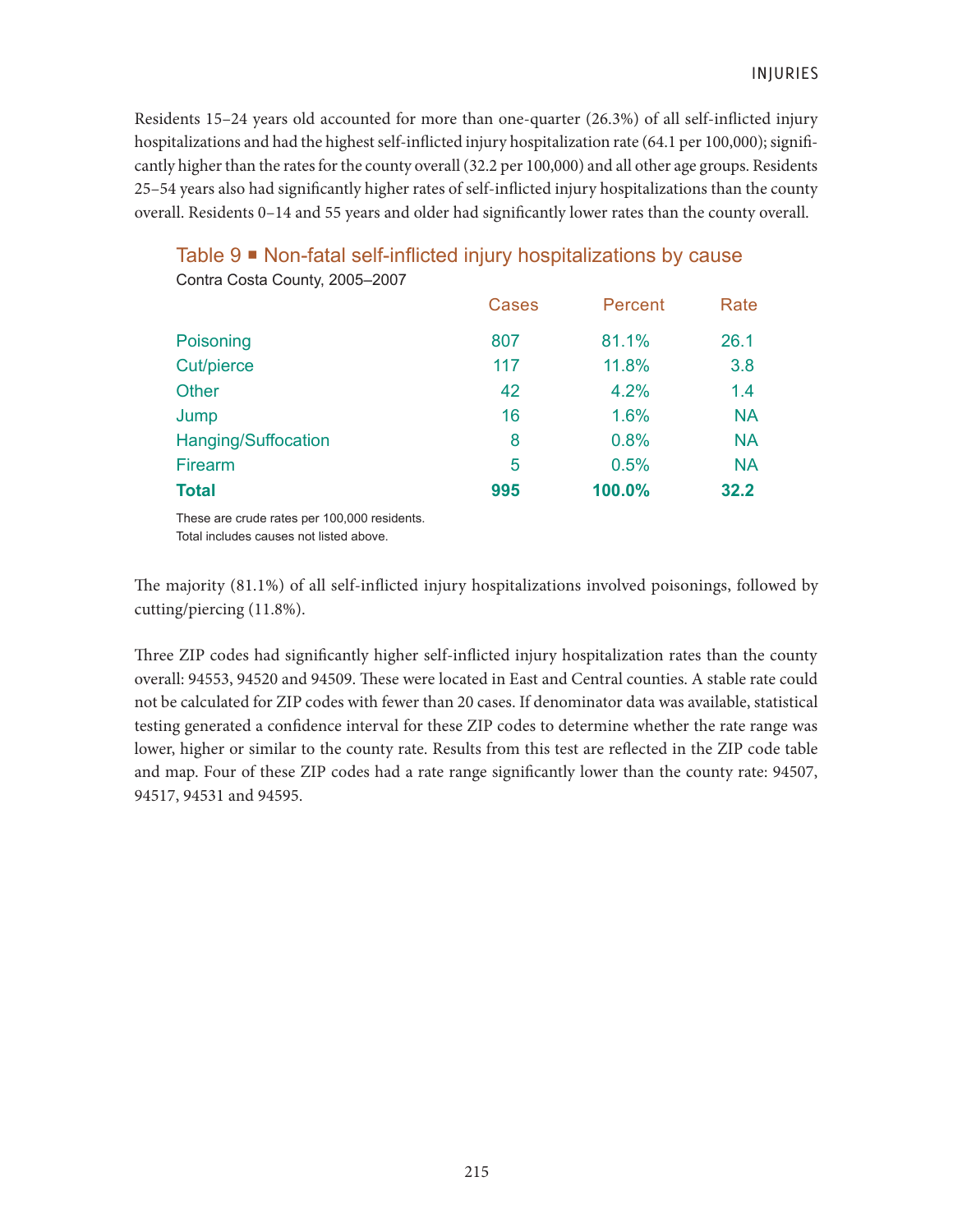Residents 15–24 years old accounted for more than one-quarter (26.3%) of all self-inflicted injury hospitalizations and had the highest self-inflicted injury hospitalization rate (64.1 per 100,000); significantly higher than the rates for the county overall (32.2 per 100,000) and all other age groups. Residents 25–54 years also had significantly higher rates of self-inflicted injury hospitalizations than the county overall. Residents 0–14 and 55 years and older had significantly lower rates than the county overall.

### Table 9 ■ Non-fatal self-inflicted injury hospitalizations by cause

Contra Costa County, 2005–2007

| | Cases | Percent | Rate |
|---|---|---|---|
| Poisoning | 807 | 81.1% | 26.1 |
| Cut/pierce | 117 | 11.8% | 3.8 |
| Other | 42 | 4.2% | 1.4 |
| Jump | 16 | 1.6% | NA |
| Hanging/Suffocation | 8 | 0.8% | NA |
| Firearm | 5 | 0.5% | NA |
| **Total** | **995** | **100.0%** | **32.2** |

These are crude rates per 100,000 residents.
Total includes causes not listed above.

The majority (81.1%) of all self-inflicted injury hospitalizations involved poisonings, followed by cutting/piercing (11.8%).

Three ZIP codes had significantly higher self-inflicted injury hospitalization rates than the county overall: 94553, 94520 and 94509. These were located in East and Central counties. A stable rate could not be calculated for ZIP codes with fewer than 20 cases. If denominator data was available, statistical testing generated a confidence interval for these ZIP codes to determine whether the rate range was lower, higher or similar to the county rate. Results from this test are reflected in the ZIP code table and map. Four of these ZIP codes had a rate range significantly lower than the county rate: 94507, 94517, 94531 and 94595.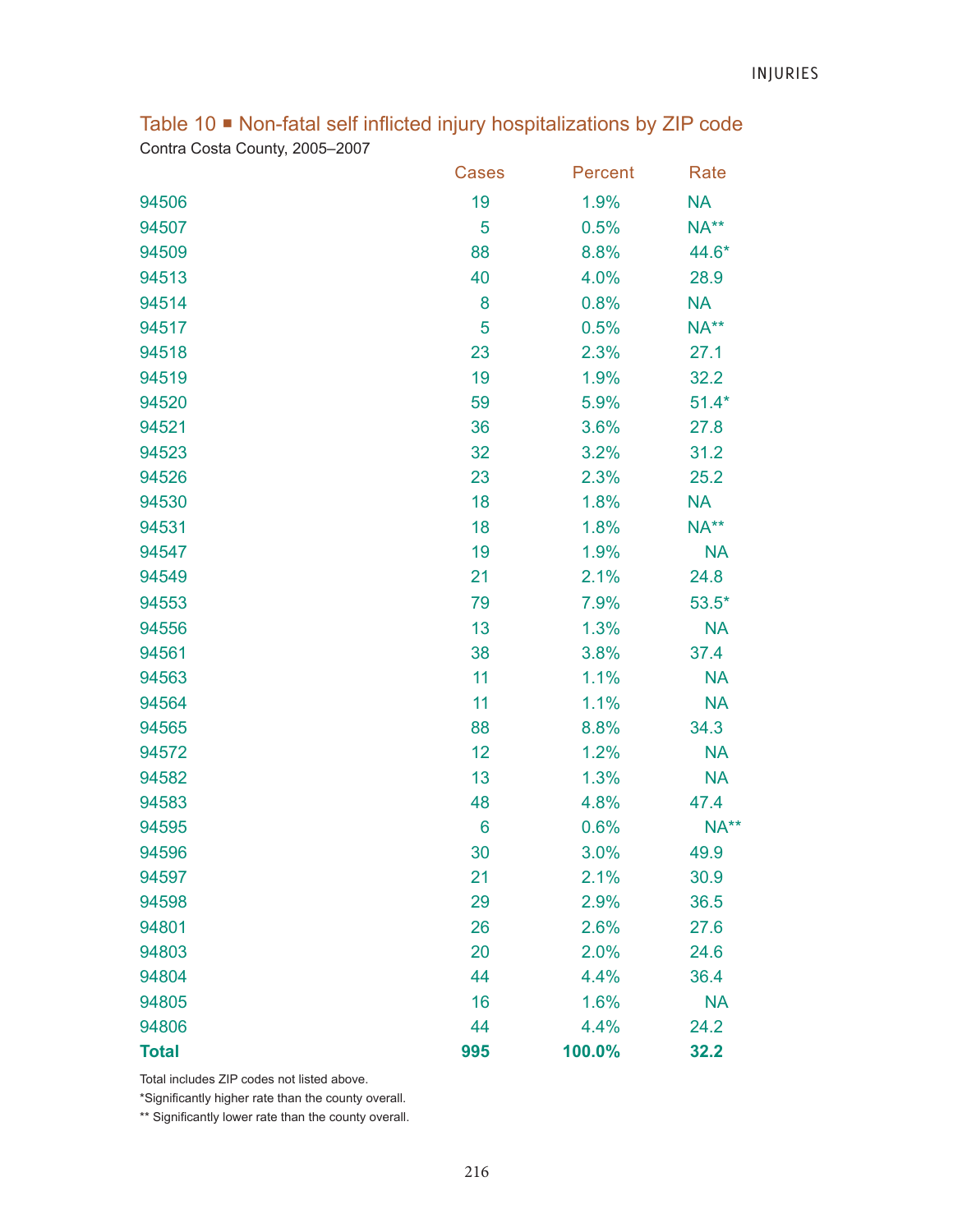## Table 10 ■ Non-fatal self inflicted injury hospitalizations by ZIP code

Contra Costa County, 2005–2007

| | Cases | Percent | Rate |
|---|---|---|---|
| 94506 | 19 | 1.9% | NA |
| 94507 | 5 | 0.5% | NA** |
| 94509 | 88 | 8.8% | 44.6* |
| 94513 | 40 | 4.0% | 28.9 |
| 94514 | 8 | 0.8% | NA |
| 94517 | 5 | 0.5% | NA** |
| 94518 | 23 | 2.3% | 27.1 |
| 94519 | 19 | 1.9% | 32.2 |
| 94520 | 59 | 5.9% | 51.4* |
| 94521 | 36 | 3.6% | 27.8 |
| 94523 | 32 | 3.2% | 31.2 |
| 94526 | 23 | 2.3% | 25.2 |
| 94530 | 18 | 1.8% | NA |
| 94531 | 18 | 1.8% | NA** |
| 94547 | 19 | 1.9% | NA |
| 94549 | 21 | 2.1% | 24.8 |
| 94553 | 79 | 7.9% | 53.5* |
| 94556 | 13 | 1.3% | NA |
| 94561 | 38 | 3.8% | 37.4 |
| 94563 | 11 | 1.1% | NA |
| 94564 | 11 | 1.1% | NA |
| 94565 | 88 | 8.8% | 34.3 |
| 94572 | 12 | 1.2% | NA |
| 94582 | 13 | 1.3% | NA |
| 94583 | 48 | 4.8% | 47.4 |
| 94595 | 6 | 0.6% | NA** |
| 94596 | 30 | 3.0% | 49.9 |
| 94597 | 21 | 2.1% | 30.9 |
| 94598 | 29 | 2.9% | 36.5 |
| 94801 | 26 | 2.6% | 27.6 |
| 94803 | 20 | 2.0% | 24.6 |
| 94804 | 44 | 4.4% | 36.4 |
| 94805 | 16 | 1.6% | NA |
| 94806 | 44 | 4.4% | 24.2 |
| **Total** | **995** | **100.0%** | **32.2** |

Total includes ZIP codes not listed above.

*Significantly higher rate than the county overall.

** Significantly lower rate than the county overall.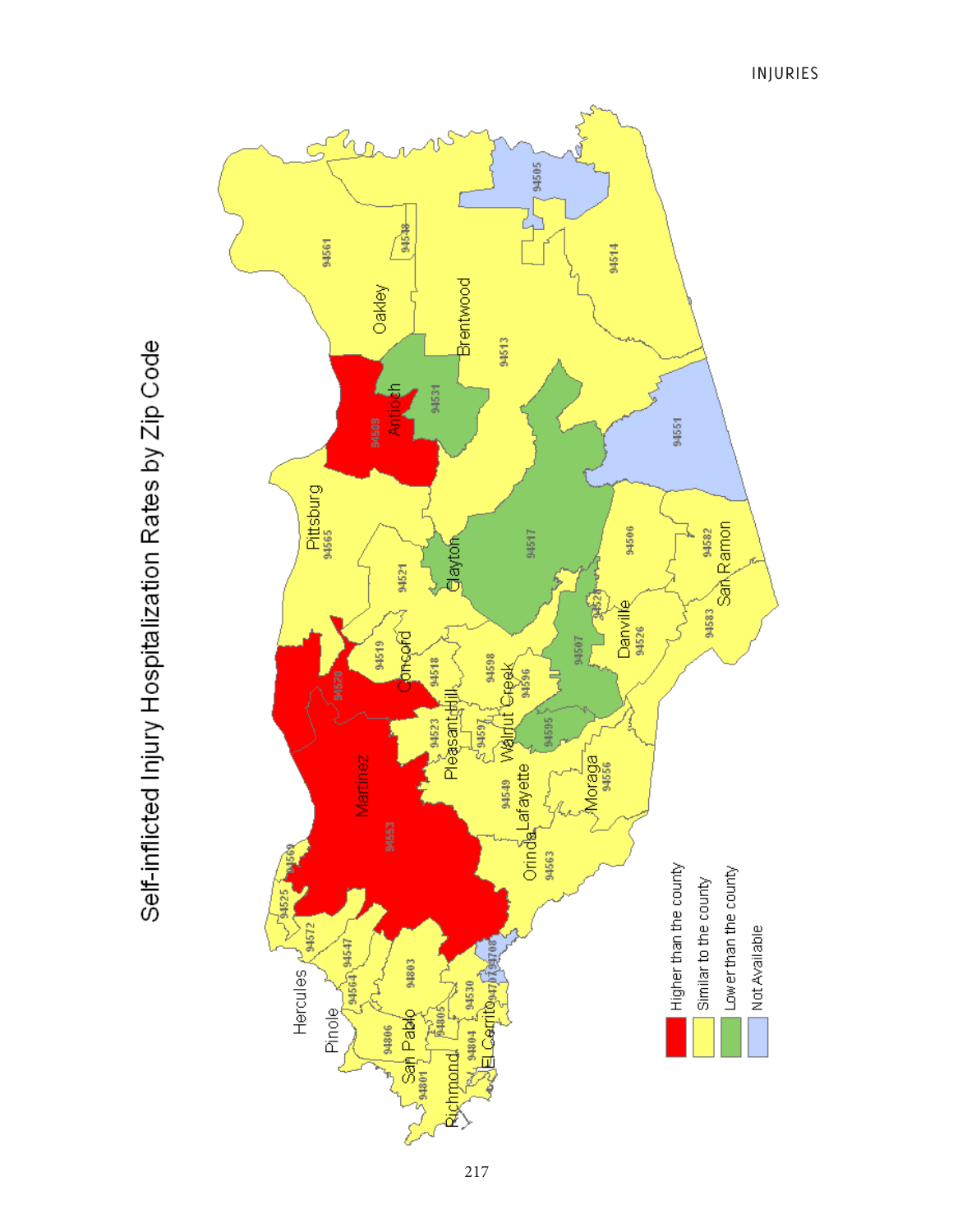# Self-inflicted Injury Hospitalization Rates by Zip Code

Higher than the county

Similar to the county

Lower than the county

Not Available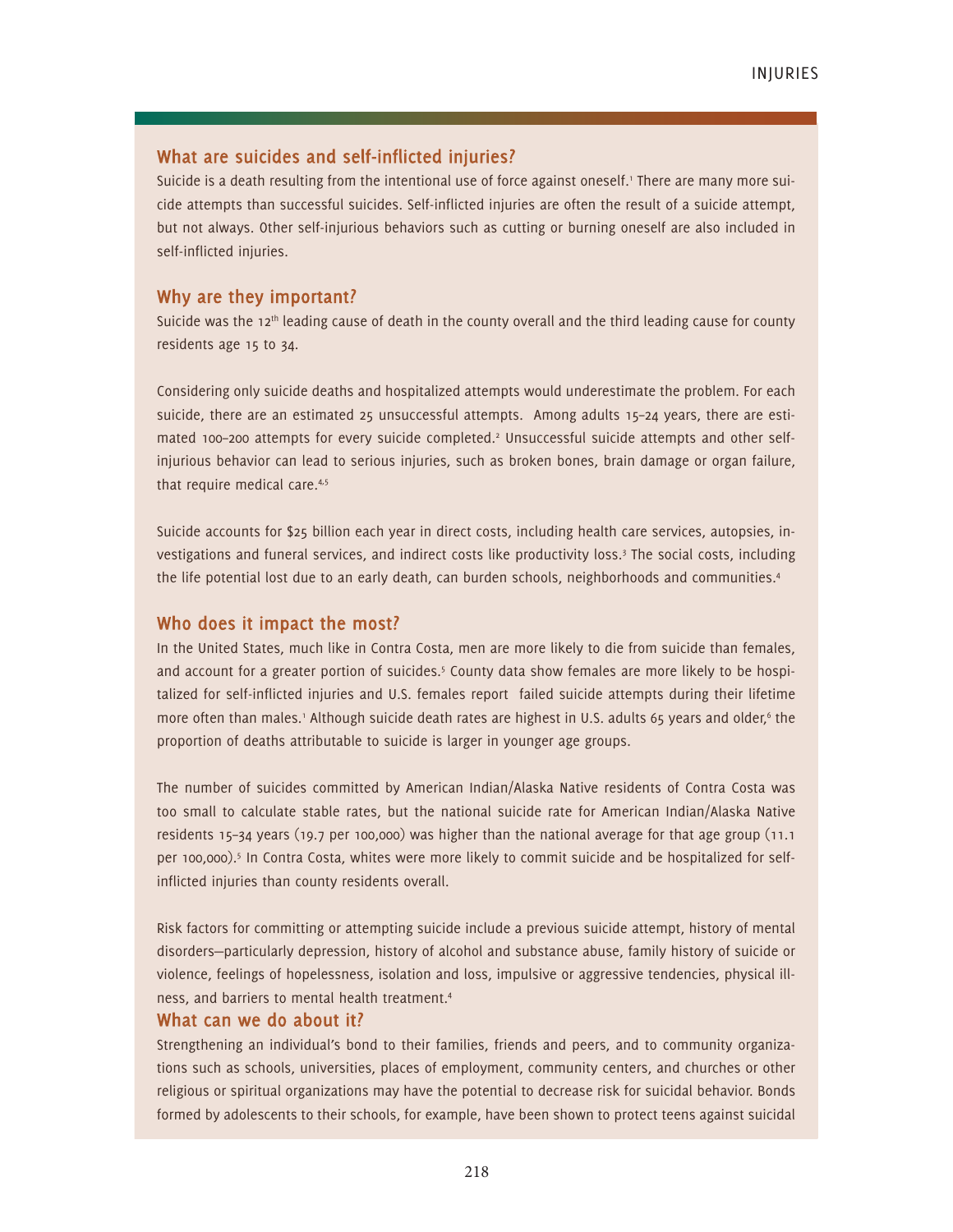## What are suicides and self-inflicted injuries?

Suicide is a death resulting from the intentional use of force against oneself.[1] There are many more suicide attempts than successful suicides. Self-inflicted injuries are often the result of a suicide attempt, but not always. Other self-injurious behaviors such as cutting or burning oneself are also included in self-inflicted injuries.

## Why are they important?

Suicide was the 12th leading cause of death in the county overall and the third leading cause for county residents age 15 to 34.

Considering only suicide deaths and hospitalized attempts would underestimate the problem. For each suicide, there are an estimated 25 unsuccessful attempts. Among adults 15–24 years, there are estimated 100–200 attempts for every suicide completed.[2] Unsuccessful suicide attempts and other self-injurious behavior can lead to serious injuries, such as broken bones, brain damage or organ failure, that require medical care.[4,5]

Suicide accounts for $25 billion each year in direct costs, including health care services, autopsies, investigations and funeral services, and indirect costs like productivity loss.[3] The social costs, including the life potential lost due to an early death, can burden schools, neighborhoods and communities.[4]

## Who does it impact the most?

In the United States, much like in Contra Costa, men are more likely to die from suicide than females, and account for a greater portion of suicides.[5] County data show females are more likely to be hospitalized for self-inflicted injuries and U.S. females report failed suicide attempts during their lifetime more often than males.[1] Although suicide death rates are highest in U.S. adults 65 years and older,[6] the proportion of deaths attributable to suicide is larger in younger age groups.

The number of suicides committed by American Indian/Alaska Native residents of Contra Costa was too small to calculate stable rates, but the national suicide rate for American Indian/Alaska Native residents 15–34 years (19.7 per 100,000) was higher than the national average for that age group (11.1 per 100,000).[5] In Contra Costa, whites were more likely to commit suicide and be hospitalized for self-inflicted injuries than county residents overall.

Risk factors for committing or attempting suicide include a previous suicide attempt, history of mental disorders—particularly depression, history of alcohol and substance abuse, family history of suicide or violence, feelings of hopelessness, isolation and loss, impulsive or aggressive tendencies, physical illness, and barriers to mental health treatment.[4]

## What can we do about it?

Strengthening an individual's bond to their families, friends and peers, and to community organizations such as schools, universities, places of employment, community centers, and churches or other religious or spiritual organizations may have the potential to decrease risk for suicidal behavior. Bonds formed by adolescents to their schools, for example, have been shown to protect teens against suicidal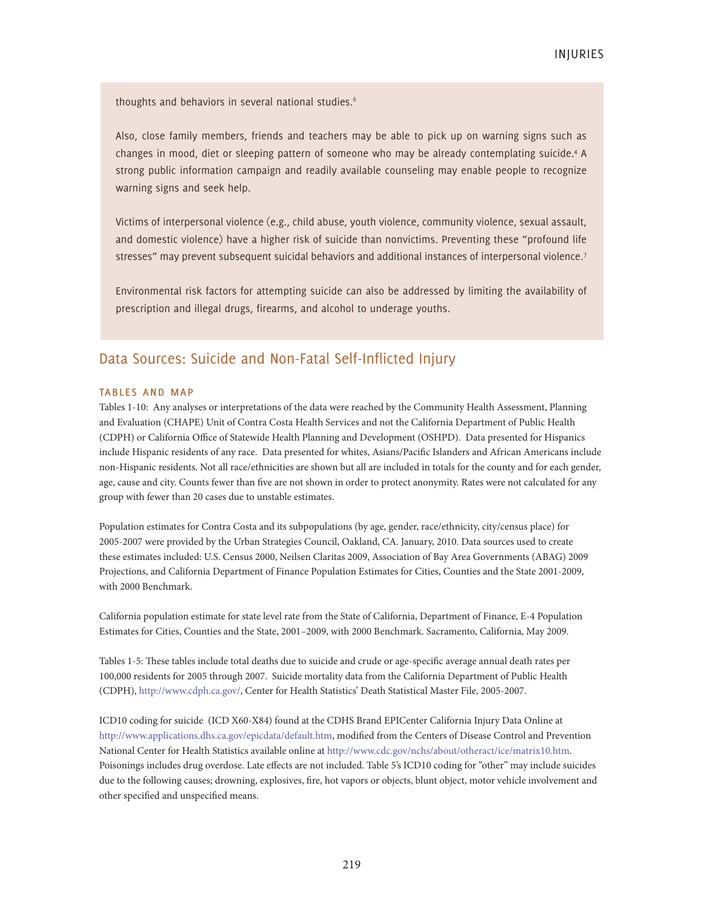thoughts and behaviors in several national studies.[6]

Also, close family members, friends and teachers may be able to pick up on warning signs such as changes in mood, diet or sleeping pattern of someone who may be already contemplating suicide.[4] A strong public information campaign and readily available counseling may enable people to recognize warning signs and seek help.

Victims of interpersonal violence (e.g., child abuse, youth violence, community violence, sexual assault, and domestic violence) have a higher risk of suicide than nonvictims. Preventing these "profound life stresses" may prevent subsequent suicidal behaviors and additional instances of interpersonal violence.[7]

Environmental risk factors for attempting suicide can also be addressed by limiting the availability of prescription and illegal drugs, firearms, and alcohol to underage youths.

## Data Sources: Suicide and Non-Fatal Self-Inflicted Injury

### TABLES AND MAP

Tables 1-10: Any analyses or interpretations of the data were reached by the Community Health Assessment, Planning and Evaluation (CHAPE) Unit of Contra Costa Health Services and not the California Department of Public Health (CDPH) or California Office of Statewide Health Planning and Development (OSHPD). Data presented for Hispanics include Hispanic residents of any race. Data presented for whites, Asians/Pacific Islanders and African Americans include non-Hispanic residents. Not all race/ethnicities are shown but all are included in totals for the county and for each gender, age, cause and city. Counts fewer than five are not shown in order to protect anonymity. Rates were not calculated for any group with fewer than 20 cases due to unstable estimates.

Population estimates for Contra Costa and its subpopulations (by age, gender, race/ethnicity, city/census place) for 2005-2007 were provided by the Urban Strategies Council, Oakland, CA. January, 2010. Data sources used to create these estimates included: U.S. Census 2000, Neilsen Claritas 2009, Association of Bay Area Governments (ABAG) 2009 Projections, and California Department of Finance Population Estimates for Cities, Counties and the State 2001-2009, with 2000 Benchmark.

California population estimate for state level rate from the State of California, Department of Finance, E-4 Population Estimates for Cities, Counties and the State, 2001–2009, with 2000 Benchmark. Sacramento, California, May 2009.

Tables 1-5: These tables include total deaths due to suicide and crude or age-specific average annual death rates per 100,000 residents for 2005 through 2007. Suicide mortality data from the California Department of Public Health (CDPH), http://www.cdph.ca.gov/, Center for Health Statistics' Death Statistical Master File, 2005-2007.

ICD10 coding for suicide (ICD X60-X84) found at the CDHS Brand EPICenter California Injury Data Online at http://www.applications.dhs.ca.gov/epicdata/default.htm, modified from the Centers of Disease Control and Prevention National Center for Health Statistics available online at http://www.cdc.gov/nchs/about/otheract/ice/matrix10.htm. Poisonings includes drug overdose. Late effects are not included. Table 5's ICD10 coding for "other" may include suicides due to the following causes; drowning, explosives, fire, hot vapors or objects, blunt object, motor vehicle involvement and other specified and unspecified means.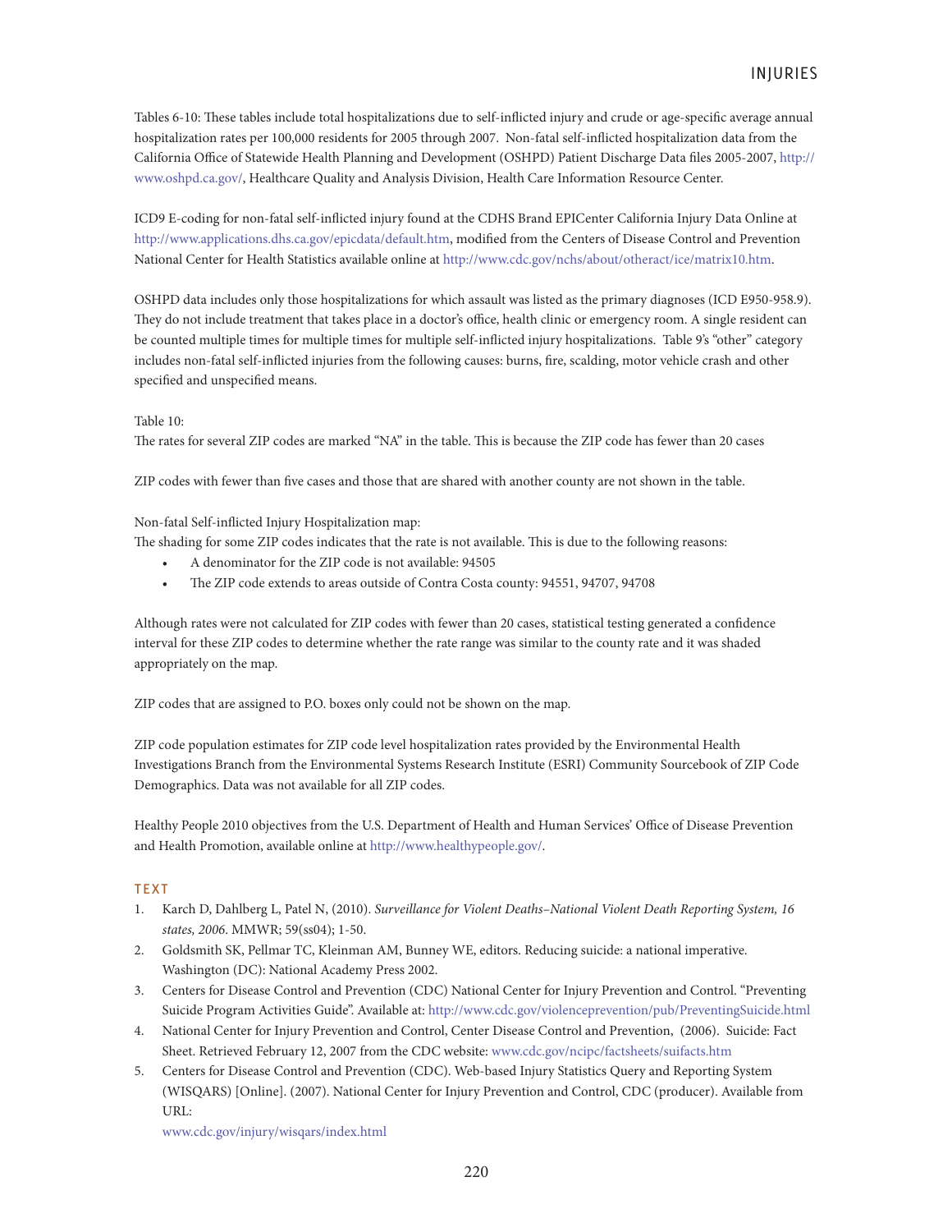Tables 6-10: These tables include total hospitalizations due to self-inflicted injury and crude or age-specific average annual hospitalization rates per 100,000 residents for 2005 through 2007. Non-fatal self-inflicted hospitalization data from the California Office of Statewide Health Planning and Development (OSHPD) Patient Discharge Data files 2005-2007, http://www.oshpd.ca.gov/, Healthcare Quality and Analysis Division, Health Care Information Resource Center.

ICD9 E-coding for non-fatal self-inflicted injury found at the CDHS Brand EPICenter California Injury Data Online at http://www.applications.dhs.ca.gov/epicdata/default.htm, modified from the Centers of Disease Control and Prevention National Center for Health Statistics available online at http://www.cdc.gov/nchs/about/otheract/ice/matrix10.htm.

OSHPD data includes only those hospitalizations for which assault was listed as the primary diagnoses (ICD E950-958.9). They do not include treatment that takes place in a doctor's office, health clinic or emergency room. A single resident can be counted multiple times for multiple times for multiple self-inflicted injury hospitalizations. Table 9's "other" category includes non-fatal self-inflicted injuries from the following causes: burns, fire, scalding, motor vehicle crash and other specified and unspecified means.

Table 10:
The rates for several ZIP codes are marked "NA" in the table. This is because the ZIP code has fewer than 20 cases

ZIP codes with fewer than five cases and those that are shared with another county are not shown in the table.

Non-fatal Self-inflicted Injury Hospitalization map:
The shading for some ZIP codes indicates that the rate is not available. This is due to the following reasons:

- A denominator for the ZIP code is not available: 94505
- The ZIP code extends to areas outside of Contra Costa county: 94551, 94707, 94708

Although rates were not calculated for ZIP codes with fewer than 20 cases, statistical testing generated a confidence interval for these ZIP codes to determine whether the rate range was similar to the county rate and it was shaded appropriately on the map.

ZIP codes that are assigned to P.O. boxes only could not be shown on the map.

ZIP code population estimates for ZIP code level hospitalization rates provided by the Environmental Health Investigations Branch from the Environmental Systems Research Institute (ESRI) Community Sourcebook of ZIP Code Demographics. Data was not available for all ZIP codes.

Healthy People 2010 objectives from the U.S. Department of Health and Human Services' Office of Disease Prevention and Health Promotion, available online at http://www.healthypeople.gov/.

## TEXT

1. Karch D, Dahlberg L, Patel N, (2010). *Surveillance for Violent Deaths–National Violent Death Reporting System, 16 states, 2006*. MMWR; 59(ss04); 1-50.
2. Goldsmith SK, Pellmar TC, Kleinman AM, Bunney WE, editors. Reducing suicide: a national imperative. Washington (DC): National Academy Press 2002.
3. Centers for Disease Control and Prevention (CDC) National Center for Injury Prevention and Control. "Preventing Suicide Program Activities Guide". Available at: http://www.cdc.gov/violenceprevention/pub/PreventingSuicide.html
4. National Center for Injury Prevention and Control, Center Disease Control and Prevention, (2006). Suicide: Fact Sheet. Retrieved February 12, 2007 from the CDC website: www.cdc.gov/ncipc/factsheets/suifacts.htm
5. Centers for Disease Control and Prevention (CDC). Web-based Injury Statistics Query and Reporting System (WISQARS) [Online]. (2007). National Center for Injury Prevention and Control, CDC (producer). Available from URL:
   www.cdc.gov/injury/wisqars/index.html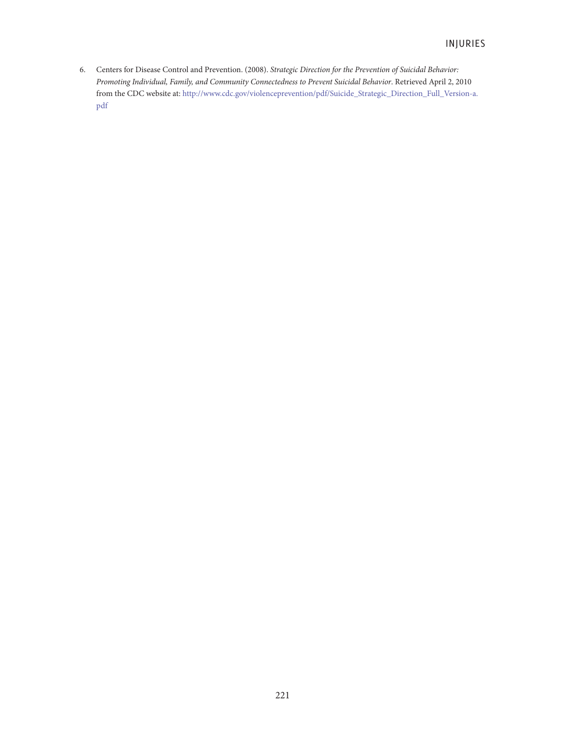6. Centers for Disease Control and Prevention. (2008). *Strategic Direction for the Prevention of Suicidal Behavior: Promoting Individual, Family, and Community Connectedness to Prevent Suicidal Behavior*. Retrieved April 2, 2010 from the CDC website at: http://www.cdc.gov/violenceprevention/pdf/Suicide_Strategic_Direction_Full_Version-a.pdf